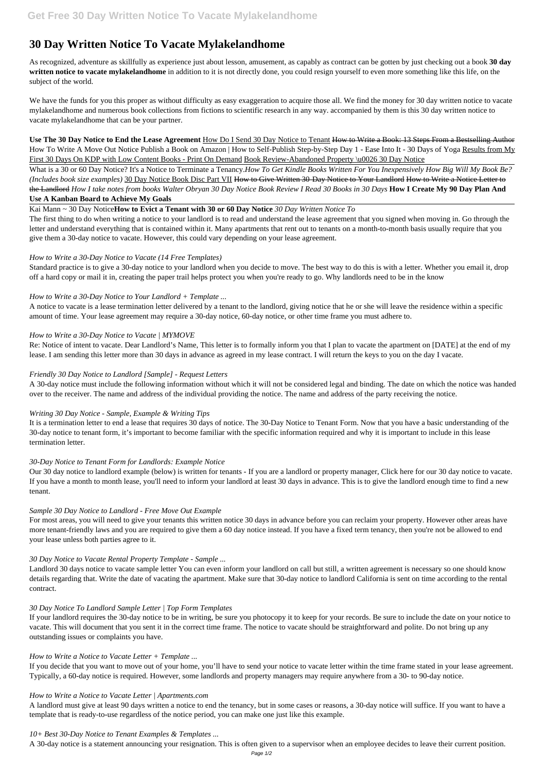# 30 Day Written Notice To Vacate Mylakelandhome

As recognized, adventure as skillfully as experience just about lesson, amusement, as capably as contract can be gotten by just checking out a book **30 day written notice to vacate mylakelandhome** in addition to it is not directly done, you could resign yourself to even more something like this life, on the subject of the world.

We have the funds for you this proper as without difficulty as easy exaggeration to acquire those all. We find the money for 30 day written notice to vacate mylakelandhome and numerous book collections from fictions to scientific research in any way. accompanied by them is this 30 day written notice to vacate mylakelandhome that can be your partner.

**Use The 30 Day Notice to End the Lease Agreement** How Do I Send 30 Day Notice to Tenant ~~How to Write a Book: 13 Steps From a Bestselling Author~~ How To Write A Move Out Notice Publish a Book on Amazon | How to Self-Publish Step-by-Step Day 1 - Ease Into It - 30 Days of Yoga Results from My First 30 Days On KDP with Low Content Books - Print On Demand Book Review-Abandoned Property \u0026 30 Day Notice

What is a 30 or 60 Day Notice? It's a Notice to Terminate a Tenancy.*How To Get Kindle Books Written For You Inexpensively How Big Will My Book Be? (Includes book size examples)* 30 Day Notice Book Disc Part VII ~~How to Give Written 30-Day Notice to Your Landlord~~ ~~How to Write a Notice Letter to the Landlord~~ *How I take notes from books Walter Obryan 30 Day Notice Book Review I Read 30 Books in 30 Days* **How I Create My 90 Day Plan And Use A Kanban Board to Achieve My Goals**

Kai Mann ~ 30 Day Notice**How to Evict a Tenant with 30 or 60 Day Notice** *30 Day Written Notice To*

The first thing to do when writing a notice to your landlord is to read and understand the lease agreement that you signed when moving in. Go through the letter and understand everything that is contained within it. Many apartments that rent out to tenants on a month-to-month basis usually require that you give them a 30-day notice to vacate. However, this could vary depending on your lease agreement.

*How to Write a 30-Day Notice to Vacate (14 Free Templates)*

Standard practice is to give a 30-day notice to your landlord when you decide to move. The best way to do this is with a letter. Whether you email it, drop off a hard copy or mail it in, creating the paper trail helps protect you when you're ready to go. Why landlords need to be in the know

*How to Write a 30-Day Notice to Your Landlord + Template ...*

A notice to vacate is a lease termination letter delivered by a tenant to the landlord, giving notice that he or she will leave the residence within a specific amount of time. Your lease agreement may require a 30-day notice, 60-day notice, or other time frame you must adhere to.

*How to Write a 30-Day Notice to Vacate | MYMOVE*

Re: Notice of intent to vacate. Dear Landlord's Name, This letter is to formally inform you that I plan to vacate the apartment on [DATE] at the end of my lease. I am sending this letter more than 30 days in advance as agreed in my lease contract. I will return the keys to you on the day I vacate.

*Friendly 30 Day Notice to Landlord [Sample] - Request Letters*

A 30-day notice must include the following information without which it will not be considered legal and binding. The date on which the notice was handed over to the receiver. The name and address of the individual providing the notice. The name and address of the party receiving the notice.

*Writing 30 Day Notice - Sample, Example & Writing Tips*

It is a termination letter to end a lease that requires 30 days of notice. The 30-Day Notice to Tenant Form. Now that you have a basic understanding of the 30-day notice to tenant form, it's important to become familiar with the specific information required and why it is important to include in this lease termination letter.

*30-Day Notice to Tenant Form for Landlords: Example Notice*

Our 30 day notice to landlord example (below) is written for tenants - If you are a landlord or property manager, Click here for our 30 day notice to vacate. If you have a month to month lease, you'll need to inform your landlord at least 30 days in advance. This is to give the landlord enough time to find a new tenant.

*Sample 30 Day Notice to Landlord - Free Move Out Example*

For most areas, you will need to give your tenants this written notice 30 days in advance before you can reclaim your property. However other areas have more tenant-friendly laws and you are required to give them a 60 day notice instead. If you have a fixed term tenancy, then you're not be allowed to end your lease unless both parties agree to it.

*30 Day Notice to Vacate Rental Property Template - Sample ...*

Landlord 30 days notice to vacate sample letter You can even inform your landlord on call but still, a written agreement is necessary so one should know details regarding that. Write the date of vacating the apartment. Make sure that 30-day notice to landlord California is sent on time according to the rental contract.

*30 Day Notice To Landlord Sample Letter | Top Form Templates*

If your landlord requires the 30-day notice to be in writing, be sure you photocopy it to keep for your records. Be sure to include the date on your notice to vacate. This will document that you sent it in the correct time frame. The notice to vacate should be straightforward and polite. Do not bring up any outstanding issues or complaints you have.

*How to Write a Notice to Vacate Letter + Template ...*

If you decide that you want to move out of your home, you'll have to send your notice to vacate letter within the time frame stated in your lease agreement. Typically, a 60-day notice is required. However, some landlords and property managers may require anywhere from a 30- to 90-day notice.

*How to Write a Notice to Vacate Letter | Apartments.com*

A landlord must give at least 90 days written a notice to end the tenancy, but in some cases or reasons, a 30-day notice will suffice. If you want to have a template that is ready-to-use regardless of the notice period, you can make one just like this example.

*10+ Best 30-Day Notice to Tenant Examples & Templates ...*

A 30-day notice is a statement announcing your resignation. This is often given to a supervisor when an employee decides to leave their current position.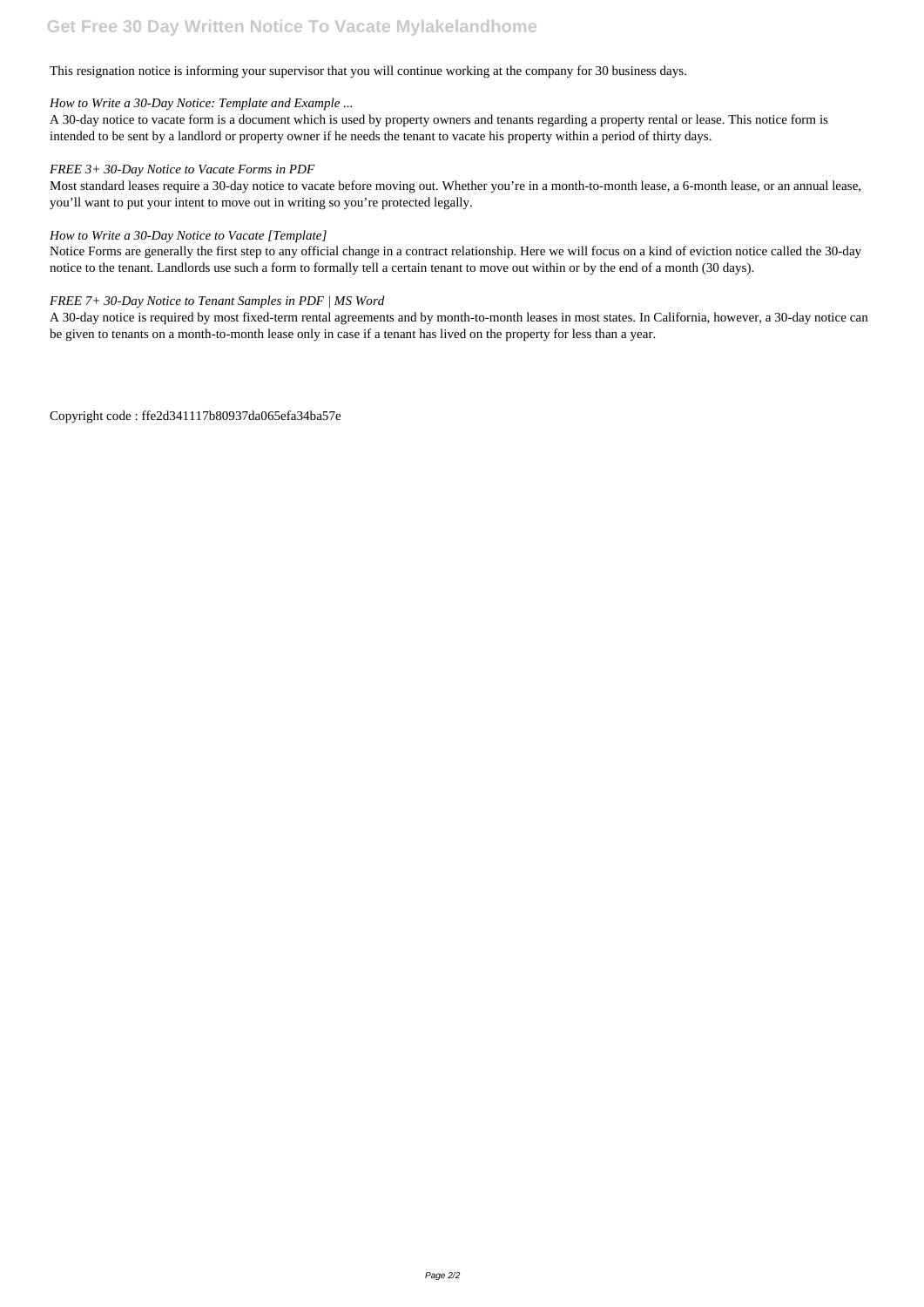This resignation notice is informing your supervisor that you will continue working at the company for 30 business days.

*How to Write a 30-Day Notice: Template and Example ...*

A 30-day notice to vacate form is a document which is used by property owners and tenants regarding a property rental or lease. This notice form is intended to be sent by a landlord or property owner if he needs the tenant to vacate his property within a period of thirty days.

*FREE 3+ 30-Day Notice to Vacate Forms in PDF*

Most standard leases require a 30-day notice to vacate before moving out. Whether you're in a month-to-month lease, a 6-month lease, or an annual lease, you'll want to put your intent to move out in writing so you're protected legally.

*How to Write a 30-Day Notice to Vacate [Template]*

Notice Forms are generally the first step to any official change in a contract relationship. Here we will focus on a kind of eviction notice called the 30-day notice to the tenant. Landlords use such a form to formally tell a certain tenant to move out within or by the end of a month (30 days).

*FREE 7+ 30-Day Notice to Tenant Samples in PDF | MS Word*

A 30-day notice is required by most fixed-term rental agreements and by month-to-month leases in most states. In California, however, a 30-day notice can be given to tenants on a month-to-month lease only in case if a tenant has lived on the property for less than a year.

Copyright code : ffe2d341117b80937da065efa34ba57e